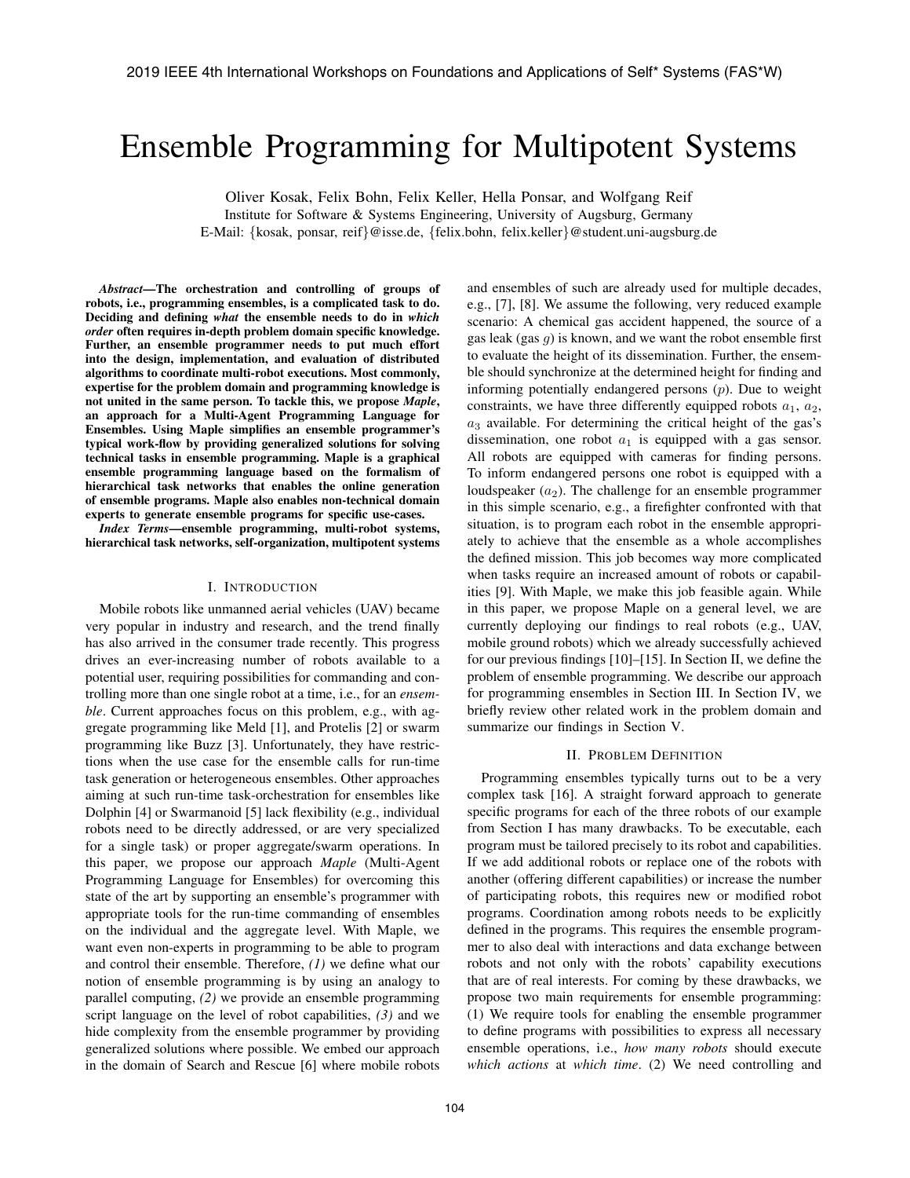# Ensemble Programming for Multipotent Systems

Oliver Kosak, Felix Bohn, Felix Keller, Hella Ponsar, and Wolfgang Reif

Institute for Software & Systems Engineering, University of Augsburg, Germany

E-Mail: {kosak, ponsar, reif}@isse.de, {felix.bohn, felix.keller}@student.uni-augsburg.de

***Abstract*—The orchestration and controlling of groups of robots, i.e., programming ensembles, is a complicated task to do. Deciding and defining *what* the ensemble needs to do in *which order* often requires in-depth problem domain specific knowledge. Further, an ensemble programmer needs to put much effort into the design, implementation, and evaluation of distributed algorithms to coordinate multi-robot executions. Most commonly, expertise for the problem domain and programming knowledge is not united in the same person. To tackle this, we propose *Maple*, an approach for a Multi-Agent Programming Language for Ensembles. Using Maple simplifies an ensemble programmer's typical work-flow by providing generalized solutions for solving technical tasks in ensemble programming. Maple is a graphical ensemble programming language based on the formalism of hierarchical task networks that enables the online generation of ensemble programs. Maple also enables non-technical domain experts to generate ensemble programs for specific use-cases.**

***Index Terms*—ensemble programming, multi-robot systems, hierarchical task networks, self-organization, multipotent systems**

## I. Introduction

Mobile robots like unmanned aerial vehicles (UAV) became very popular in industry and research, and the trend finally has also arrived in the consumer trade recently. This progress drives an ever-increasing number of robots available to a potential user, requiring possibilities for commanding and controlling more than one single robot at a time, i.e., for an *ensemble*. Current approaches focus on this problem, e.g., with aggregate programming like Meld [1], and Protelis [2] or swarm programming like Buzz [3]. Unfortunately, they have restrictions when the use case for the ensemble calls for run-time task generation or heterogeneous ensembles. Other approaches aiming at such run-time task-orchestration for ensembles like Dolphin [4] or Swarmanoid [5] lack flexibility (e.g., individual robots need to be directly addressed, or are very specialized for a single task) or proper aggregate/swarm operations. In this paper, we propose our approach *Maple* (Multi-Agent Programming Language for Ensembles) for overcoming this state of the art by supporting an ensemble's programmer with appropriate tools for the run-time commanding of ensembles on the individual and the aggregate level. With Maple, we want even non-experts in programming to be able to program and control their ensemble. Therefore, *(1)* we define what our notion of ensemble programming is by using an analogy to parallel computing, *(2)* we provide an ensemble programming script language on the level of robot capabilities, *(3)* and we hide complexity from the ensemble programmer by providing generalized solutions where possible. We embed our approach in the domain of Search and Rescue [6] where mobile robots and ensembles of such are already used for multiple decades, e.g., [7], [8]. We assume the following, very reduced example scenario: A chemical gas accident happened, the source of a gas leak (gas $g$) is known, and we want the robot ensemble first to evaluate the height of its dissemination. Further, the ensemble should synchronize at the determined height for finding and informing potentially endangered persons ($p$). Due to weight constraints, we have three differently equipped robots $a_1$, $a_2$, $a_3$ available. For determining the critical height of the gas's dissemination, one robot $a_1$ is equipped with a gas sensor. All robots are equipped with cameras for finding persons. To inform endangered persons one robot is equipped with a loudspeaker ($a_2$). The challenge for an ensemble programmer in this simple scenario, e.g., a firefighter confronted with that situation, is to program each robot in the ensemble appropriately to achieve that the ensemble as a whole accomplishes the defined mission. This job becomes way more complicated when tasks require an increased amount of robots or capabilities [9]. With Maple, we make this job feasible again. While in this paper, we propose Maple on a general level, we are currently deploying our findings to real robots (e.g., UAV, mobile ground robots) which we already successfully achieved for our previous findings [10]–[15]. In Section II, we define the problem of ensemble programming. We describe our approach for programming ensembles in Section III. In Section IV, we briefly review other related work in the problem domain and summarize our findings in Section V.

## II. Problem Definition

Programming ensembles typically turns out to be a very complex task [16]. A straight forward approach to generate specific programs for each of the three robots of our example from Section I has many drawbacks. To be executable, each program must be tailored precisely to its robot and capabilities. If we add additional robots or replace one of the robots with another (offering different capabilities) or increase the number of participating robots, this requires new or modified robot programs. Coordination among robots needs to be explicitly defined in the programs. This requires the ensemble programmer to also deal with interactions and data exchange between robots and not only with the robots' capability executions that are of real interests. For coming by these drawbacks, we propose two main requirements for ensemble programming: (1) We require tools for enabling the ensemble programmer to define programs with possibilities to express all necessary ensemble operations, i.e., *how many robots* should execute *which actions* at *which time*. (2) We need controlling and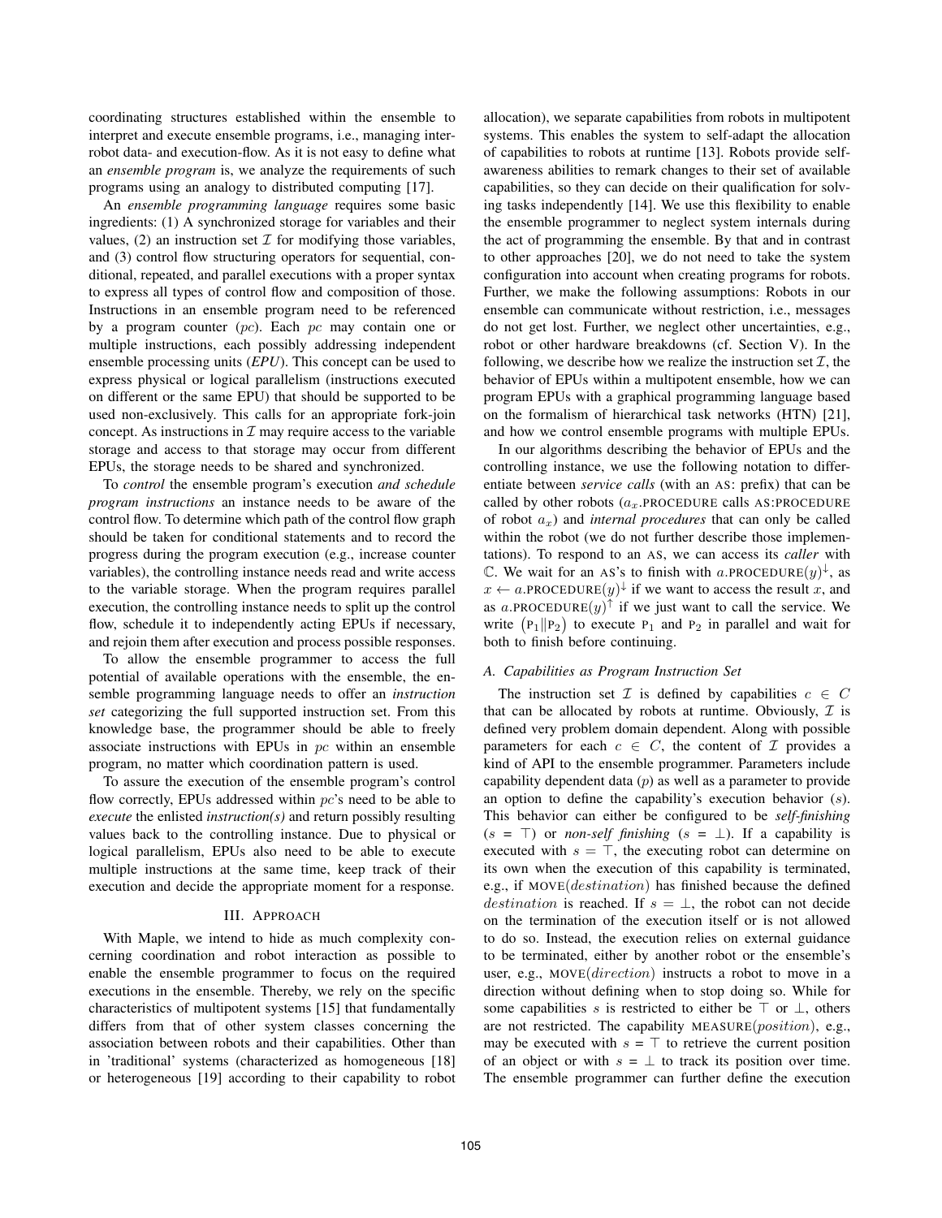coordinating structures established within the ensemble to interpret and execute ensemble programs, i.e., managing inter-robot data- and execution-flow. As it is not easy to define what an *ensemble program* is, we analyze the requirements of such programs using an analogy to distributed computing [17].

An *ensemble programming language* requires some basic ingredients: (1) A synchronized storage for variables and their values, (2) an instruction set $\mathcal{I}$ for modifying those variables, and (3) control flow structuring operators for sequential, conditional, repeated, and parallel executions with a proper syntax to express all types of control flow and composition of those. Instructions in an ensemble program need to be referenced by a program counter ($pc$). Each $pc$ may contain one or multiple instructions, each possibly addressing independent ensemble processing units (*EPU*). This concept can be used to express physical or logical parallelism (instructions executed on different or the same EPU) that should be supported to be used non-exclusively. This calls for an appropriate fork-join concept. As instructions in $\mathcal{I}$ may require access to the variable storage and access to that storage may occur from different EPUs, the storage needs to be shared and synchronized.

To *control* the ensemble program's execution *and schedule program instructions* an instance needs to be aware of the control flow. To determine which path of the control flow graph should be taken for conditional statements and to record the progress during the program execution (e.g., increase counter variables), the controlling instance needs read and write access to the variable storage. When the program requires parallel execution, the controlling instance needs to split up the control flow, schedule it to independently acting EPUs if necessary, and rejoin them after execution and process possible responses.

To allow the ensemble programmer to access the full potential of available operations with the ensemble, the ensemble programming language needs to offer an *instruction set* categorizing the full supported instruction set. From this knowledge base, the programmer should be able to freely associate instructions with EPUs in $pc$ within an ensemble program, no matter which coordination pattern is used.

To assure the execution of the ensemble program's control flow correctly, EPUs addressed within $pc$'s need to be able to *execute* the enlisted *instruction(s)* and return possibly resulting values back to the controlling instance. Due to physical or logical parallelism, EPUs also need to be able to execute multiple instructions at the same time, keep track of their execution and decide the appropriate moment for a response.

## III. Approach

With Maple, we intend to hide as much complexity concerning coordination and robot interaction as possible to enable the ensemble programmer to focus on the required executions in the ensemble. Thereby, we rely on the specific characteristics of multipotent systems [15] that fundamentally differs from that of other system classes concerning the association between robots and their capabilities. Other than in 'traditional' systems (characterized as homogeneous [18] or heterogeneous [19] according to their capability to robot allocation), we separate capabilities from robots in multipotent systems. This enables the system to self-adapt the allocation of capabilities to robots at runtime [13]. Robots provide self-awareness abilities to remark changes to their set of available capabilities, so they can decide on their qualification for solving tasks independently [14]. We use this flexibility to enable the ensemble programmer to neglect system internals during the act of programming the ensemble. By that and in contrast to other approaches [20], we do not need to take the system configuration into account when creating programs for robots. Further, we make the following assumptions: Robots in our ensemble can communicate without restriction, i.e., messages do not get lost. Further, we neglect other uncertainties, e.g., robot or other hardware breakdowns (cf. Section V). In the following, we describe how we realize the instruction set $\mathcal{I}$, the behavior of EPUs within a multipotent ensemble, how we can program EPUs with a graphical programming language based on the formalism of hierarchical task networks (HTN) [21], and how we control ensemble programs with multiple EPUs.

In our algorithms describing the behavior of EPUs and the controlling instance, we use the following notation to differentiate between *service calls* (with an AS: prefix) that can be called by other robots ($a_x$.PROCEDURE calls AS:PROCEDURE of robot $a_x$) and *internal procedures* that can only be called within the robot (we do not further describe those implementations). To respond to an AS, we can access its *caller* with $\mathbb{C}$. We wait for an AS's to finish with $a.\text{PROCEDURE}(y)^{\downarrow}$, as $x \leftarrow a.\text{PROCEDURE}(y)^{\downarrow}$ if we want to access the result $x$, and as $a.\text{PROCEDURE}(y)^{\uparrow}$ if we just want to call the service. We write $\left(\text{P}_1 \| \text{P}_2\right)$ to execute $\text{P}_1$ and $\text{P}_2$ in parallel and wait for both to finish before continuing.

### A. Capabilities as Program Instruction Set

The instruction set $\mathcal{I}$ is defined by capabilities $c \in C$ that can be allocated by robots at runtime. Obviously, $\mathcal{I}$ is defined very problem domain dependent. Along with possible parameters for each $c \in C$, the content of $\mathcal{I}$ provides a kind of API to the ensemble programmer. Parameters include capability dependent data ($p$) as well as a parameter to provide an option to define the capability's execution behavior ($s$). This behavior can either be configured to be *self-finishing* ($s = \top$) or *non-self finishing* ($s = \bot$). If a capability is executed with $s = \top$, the executing robot can determine on its own when the execution of this capability is terminated, e.g., if $\text{MOVE}(destination)$ has finished because the defined $destination$ is reached. If $s = \bot$, the robot can not decide on the termination of the execution itself or is not allowed to do so. Instead, the execution relies on external guidance to be terminated, either by another robot or the ensemble's user, e.g., $\text{MOVE}(direction)$ instructs a robot to move in a direction without defining when to stop doing so. While for some capabilities $s$ is restricted to either be $\top$ or $\bot$, others are not restricted. The capability $\text{MEASURE}(position)$, e.g., may be executed with $s = \top$ to retrieve the current position of an object or with $s = \bot$ to track its position over time. The ensemble programmer can further define the execution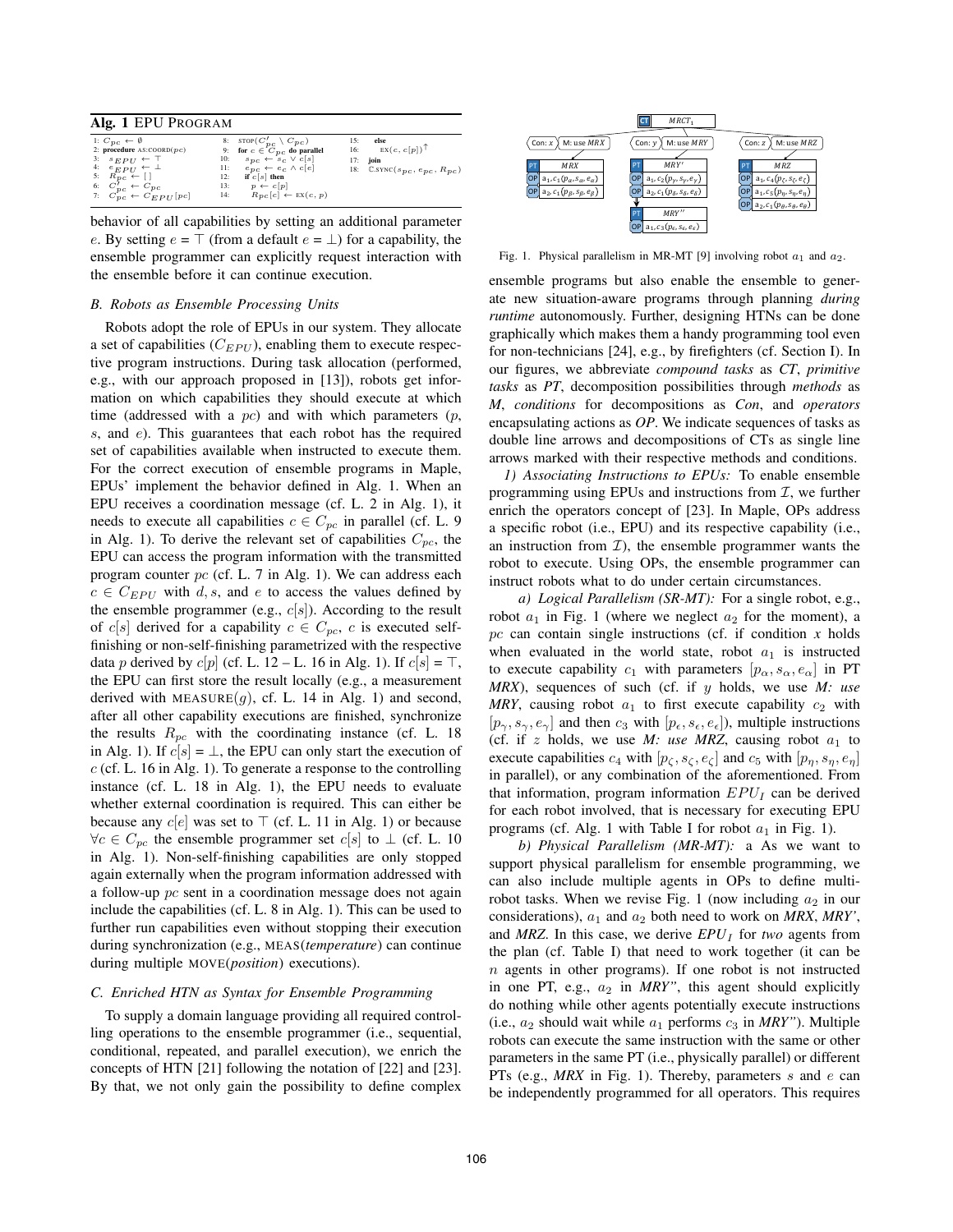**Alg. 1** EPU PROGRAM

```
1: C_pc ← ∅
2: procedure AS:COORD(pc)
3:   s_EPU ← ⊤
4:   e_EPU ← ⊥
5:   R_pc ← []
6:   C'_pc ← C_pc
7:   C_pc ← C_EPU[pc]
8:   STOP(C'_pc \ C_pc)
9:   for c ∈ C_pc do parallel
10:    s_pc ← s_c ∨ c[s]
11:    e_pc ← e_c ∧ c[e]
12:    if c[s] then
13:      p ← c[p]
14:      R_pc[c] ← EX(c, p)
15:    else
16:      EX(c, c[p])↑
17:  join
18:  C.SYNC(s_pc, e_pc, R_pc)
```

behavior of all capabilities by setting an additional parameter $e$. By setting $e = \top$ (from a default $e = \bot$) for a capability, the ensemble programmer can explicitly request interaction with the ensemble before it can continue execution.

### B. Robots as Ensemble Processing Units

Robots adopt the role of EPUs in our system. They allocate a set of capabilities ($C_{EPU}$), enabling them to execute respective program instructions. During task allocation (performed, e.g., with our approach proposed in [13]), robots get information on which capabilities they should execute at which time (addressed with a $pc$) and with which parameters ($p$, $s$, and $e$). This guarantees that each robot has the required set of capabilities available when instructed to execute them. For the correct execution of ensemble programs in Maple, EPUs' implement the behavior defined in Alg. 1. When an EPU receives a coordination message (cf. L. 2 in Alg. 1), it needs to execute all capabilities $c \in C_{pc}$ in parallel (cf. L. 9 in Alg. 1). To derive the relevant set of capabilities $C_{pc}$, the EPU can access the program information with the transmitted program counter $pc$ (cf. L. 7 in Alg. 1). We can address each $c \in C_{EPU}$ with $d, s$, and $e$ to access the values defined by the ensemble programmer (e.g., $c[s]$). According to the result of $c[s]$ derived for a capability $c \in C_{pc}$, $c$ is executed self-finishing or non-self-finishing parametrized with the respective data $p$ derived by $c[p]$ (cf. L. 12 – L. 16 in Alg. 1). If $c[s] = \top$, the EPU can first store the result locally (e.g., a measurement derived with MEASURE($g$), cf. L. 14 in Alg. 1) and second, after all other capability executions are finished, synchronize the results $R_{pc}$ with the coordinating instance (cf. L. 18 in Alg. 1). If $c[s] = \bot$, the EPU can only start the execution of $c$ (cf. L. 16 in Alg. 1). To generate a response to the controlling instance (cf. L. 18 in Alg. 1), the EPU needs to evaluate whether external coordination is required. This can either be because any $c[e]$ was set to $\top$ (cf. L. 11 in Alg. 1) or because $\forall c \in C_{pc}$ the ensemble programmer set $c[s]$ to $\bot$ (cf. L. 10 in Alg. 1). Non-self-finishing capabilities are only stopped again externally when the program information addressed with a follow-up $pc$ sent in a coordination message does not again include the capabilities (cf. L. 8 in Alg. 1). This can be used to further run capabilities even without stopping their execution during synchronization (e.g., MEAS(*temperature*) can continue during multiple MOVE(*position*) executions).

### C. Enriched HTN as Syntax for Ensemble Programming

To supply a domain language providing all required controlling operations to the ensemble programmer (i.e., sequential, conditional, repeated, and parallel execution), we enrich the concepts of HTN [21] following the notation of [22] and [23]. By that, we not only gain the possibility to define complex ensemble programs but also enable the ensemble to generate new situation-aware programs through planning *during runtime* autonomously. Further, designing HTNs can be done graphically which makes them a handy programming tool even for non-technicians [24], e.g., by firefighters (cf. Section I). In our figures, we abbreviate *compound tasks* as *CT*, *primitive tasks* as *PT*, decomposition possibilities through *methods* as *M*, *conditions* for decompositions as *Con*, and *operators* encapsulating actions as *OP*. We indicate sequences of tasks as double line arrows and decompositions of CTs as single line arrows marked with their respective methods and conditions.

Fig. 1. Physical parallelism in MR-MT [9] involving robot $a_1$ and $a_2$.

*1) Associating Instructions to EPUs:* To enable ensemble programming using EPUs and instructions from $\mathcal{I}$, we further enrich the operators concept of [23]. In Maple, OPs address a specific robot (i.e., EPU) and its respective capability (i.e., an instruction from $\mathcal{I}$), the ensemble programmer wants the robot to execute. Using OPs, the ensemble programmer can instruct robots what to do under certain circumstances.

*a) Logical Parallelism (SR-MT):* For a single robot, e.g., robot $a_1$ in Fig. 1 (where we neglect $a_2$ for the moment), a $pc$ can contain single instructions (cf. if condition $x$ holds when evaluated in the world state, robot $a_1$ is instructed to execute capability $c_1$ with parameters $[p_\alpha, s_\alpha, e_\alpha]$ in PT *MRX*), sequences of such (cf. if $y$ holds, we use *M: use MRY*, causing robot $a_1$ to first execute capability $c_2$ with $[p_\gamma, s_\gamma, e_\gamma]$ and then $c_3$ with $[p_\epsilon, s_\epsilon, e_\epsilon]$), multiple instructions (cf. if $z$ holds, we use *M: use MRZ*, causing robot $a_1$ to execute capabilities $c_4$ with $[p_\zeta, s_\zeta, e_\zeta]$ and $c_5$ with $[p_\eta, s_\eta, e_\eta]$ in parallel), or any combination of the aforementioned. From that information, program information $EPU_I$ can be derived for each robot involved, that is necessary for executing EPU programs (cf. Alg. 1 with Table I for robot $a_1$ in Fig. 1).

*b) Physical Parallelism (MR-MT):* a As we want to support physical parallelism for ensemble programming, we can also include multiple agents in OPs to define multi-robot tasks. When we revise Fig. 1 (now including $a_2$ in our considerations), $a_1$ and $a_2$ both need to work on *MRX*, *MRY'*, and *MRZ*. In this case, we derive $EPU_I$ for *two* agents from the plan (cf. Table I) that need to work together (it can be $n$ agents in other programs). If one robot is not instructed in one PT, e.g., $a_2$ in *MRY"*, this agent should explicitly do nothing while other agents potentially execute instructions (i.e., $a_2$ should wait while $a_1$ performs $c_3$ in *MRY"*). Multiple robots can execute the same instruction with the same or other parameters in the same PT (i.e., physically parallel) or different PTs (e.g., *MRX* in Fig. 1). Thereby, parameters $s$ and $e$ can be independently programmed for all operators. This requires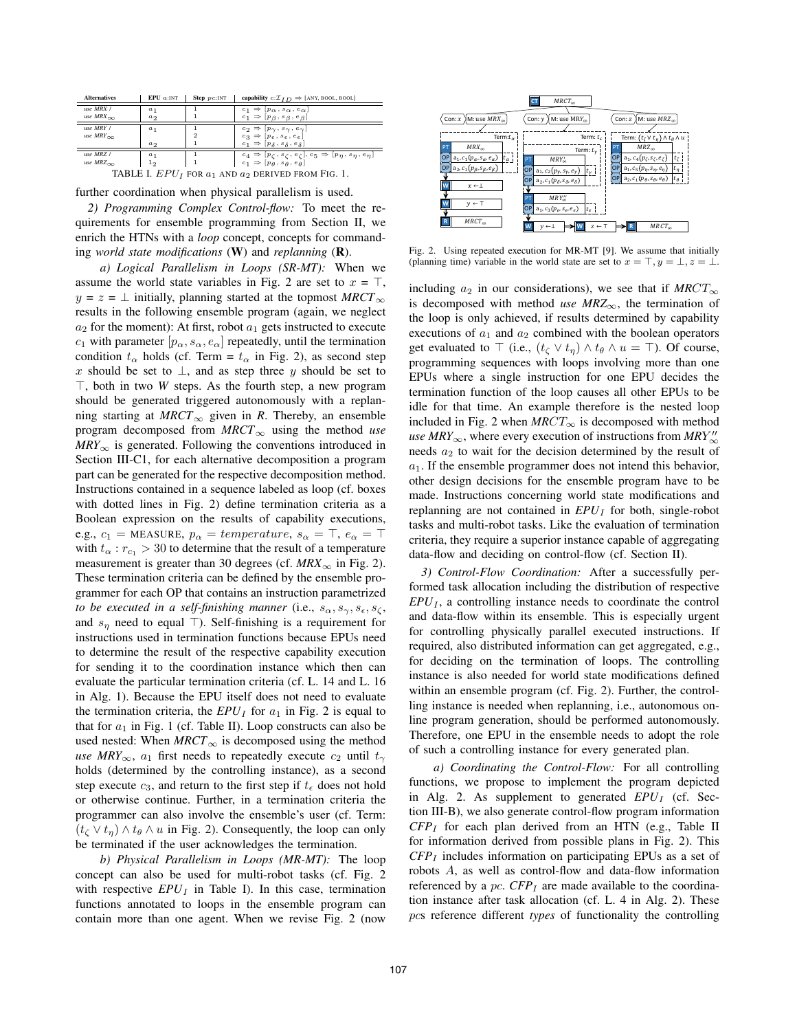| Alternatives | EPU $a$:INT | Step $pc$:INT | capability $c$:$\mathcal{I}_{ID} \Rightarrow$ [ANY, BOOL, BOOL] |
|---|---|---|---|
| *use MRX* / | $a_1$ | 1 | $c_1 \Rightarrow [p_\alpha, s_\alpha, e_\alpha]$ |
| *use MRX$_\infty$* | $a_2$ | 1 | $c_1 \Rightarrow [p_\beta, s_\beta, e_\beta]$ |
| *use MRY* / | $a_1$ | 1 | $c_2 \Rightarrow [p_\gamma, s_\gamma, e_\gamma]$ |
| *use MRY$_\infty$* | | 2 | $c_3 \Rightarrow [p_\epsilon, s_\epsilon, e_\epsilon]$ |
| | $a_2$ | 1 | $c_1 \Rightarrow [p_\delta, s_\delta, e_\delta]$ |
| *use MRZ* / | $a_1$ | 1 | $c_4 \Rightarrow [p_\zeta, s_\zeta, e_\zeta]$, $c_5 \Rightarrow [p_\eta, s_\eta, e_\eta]$ |
| *use MRZ$_\infty$* | $a_2$ | 1 | $c_1 \Rightarrow [p_\theta, s_\theta, e_\theta]$ |

TABLE I. $EPU_I$ FOR $a_1$ AND $a_2$ DERIVED FROM FIG. 1.

further coordination when physical parallelism is used.

*2) Programming Complex Control-flow:* To meet the requirements for ensemble programming from Section II, we enrich the HTNs with a *loop* concept, concepts for commanding *world state modifications* (**W**) and *replanning* (**R**).

*a) Logical Parallelism in Loops (SR-MT):* When we assume the world state variables in Fig. 2 are set to $x = \top$, $y = z = \bot$ initially, planning started at the topmost *MRCT*$_\infty$ results in the following ensemble program (again, we neglect $a_2$ for the moment): At first, robot $a_1$ gets instructed to execute $c_1$ with parameter $[p_\alpha, s_\alpha, e_\alpha]$ repeatedly, until the termination condition $t_\alpha$ holds (cf. Term = $t_\alpha$ in Fig. 2), as second step $x$ should be set to $\bot$, and as step three $y$ should be set to $\top$, both in two *W* steps. As the fourth step, a new program should be generated triggered autonomously with a replanning starting at *MRCT*$_\infty$ given in *R*. Thereby, an ensemble program decomposed from *MRCT*$_\infty$ using the method *use MRY*$_\infty$ is generated. Following the conventions introduced in Section III-C1, for each alternative decomposition a program part can be generated for the respective decomposition method. Instructions contained in a sequence labeled as loop (cf. boxes with dotted lines in Fig. 2) define termination criteria as a Boolean expression on the results of capability executions, e.g., $c_1$ = MEASURE, $p_\alpha = temperature$, $s_\alpha = \top$, $e_\alpha = \top$ with $t_\alpha : r_{c_1} > 30$ to determine that the result of a temperature measurement is greater than 30 degrees (cf. *MRX*$_\infty$ in Fig. 2). These termination criteria can be defined by the ensemble programmer for each OP that contains an instruction parametrized *to be executed in a self-finishing manner* (i.e., $s_\alpha, s_\gamma, s_\epsilon, s_\zeta$, and $s_\eta$ need to equal $\top$). Self-finishing is a requirement for instructions used in termination functions because EPUs need to determine the result of the respective capability execution for sending it to the coordination instance which then can evaluate the particular termination criteria (cf. L. 14 and L. 16 in Alg. 1). Because the EPU itself does not need to evaluate the termination criteria, the *EPU*$_I$ for $a_1$ in Fig. 2 is equal to that for $a_1$ in Fig. 1 (cf. Table II). Loop constructs can also be used nested: When *MRCT*$_\infty$ is decomposed using the method *use MRY*$_\infty$, $a_1$ first needs to repeatedly execute $c_2$ until $t_\gamma$ holds (determined by the controlling instance), as a second step execute $c_3$, and return to the first step if $t_\epsilon$ does not hold or otherwise continue. Further, in a termination criteria the programmer can also involve the ensemble's user (cf. Term: $(t_\zeta \vee t_\eta) \wedge t_\theta \wedge u$ in Fig. 2). Consequently, the loop can only be terminated if the user acknowledges the termination.

*b) Physical Parallelism in Loops (MR-MT):* The loop concept can also be used for multi-robot tasks (cf. Fig. 2 with respective *EPU*$_I$ in Table I). In this case, termination functions annotated to loops in the ensemble program can contain more than one agent. When we revise Fig. 2 (now including $a_2$ in our considerations), we see that if *MRCT*$_\infty$ is decomposed with method *use MRZ*$_\infty$, the termination of the loop is only achieved, if results determined by capability executions of $a_1$ and $a_2$ combined with the boolean operators get evaluated to $\top$ (i.e., $(t_\zeta \vee t_\eta) \wedge t_\theta \wedge u = \top$). Of course, programming sequences with loops involving more than one EPUs where a single instruction for one EPU decides the termination function of the loop causes all other EPUs to be idle for that time. An example therefore is the nested loop included in Fig. 2 when *MRCT*$_\infty$ is decomposed with method *use MRY*$_\infty$, where every execution of instructions from *MRY*$''_\infty$ needs $a_2$ to wait for the decision determined by the result of $a_1$. If the ensemble programmer does not intend this behavior, other design decisions for the ensemble program have to be made. Instructions concerning world state modifications and replanning are not contained in *EPU*$_I$ for both, single-robot tasks and multi-robot tasks. Like the evaluation of termination criteria, they require a superior instance capable of aggregating data-flow and deciding on control-flow (cf. Section II).

Fig. 2. Using repeated execution for MR-MT [9]. We assume that initially (planning time) variable in the world state are set to $x = \top, y = \bot, z = \bot$.

*3) Control-Flow Coordination:* After a successfully performed task allocation including the distribution of respective *EPU*$_I$, a controlling instance needs to coordinate the control and data-flow within its ensemble. This is especially urgent for controlling physically parallel executed instructions. If required, also distributed information can get aggregated, e.g., for deciding on the termination of loops. The controlling instance is also needed for world state modifications defined within an ensemble program (cf. Fig. 2). Further, the controlling instance is needed when replanning, i.e., autonomous online program generation, should be performed autonomously. Therefore, one EPU in the ensemble needs to adopt the role of such a controlling instance for every generated plan.

*a) Coordinating the Control-Flow:* For all controlling functions, we propose to implement the program depicted in Alg. 2. As supplement to generated *EPU*$_I$ (cf. Section III-B), we also generate control-flow program information *CFP*$_I$ for each plan derived from an HTN (e.g., Table II for information derived from possible plans in Fig. 2). This *CFP*$_I$ includes information on participating EPUs as a set of robots $A$, as well as control-flow and data-flow information referenced by a $pc$. *CFP*$_I$ are made available to the coordination instance after task allocation (cf. L. 4 in Alg. 2). These $pc$s reference different *types* of functionality the controlling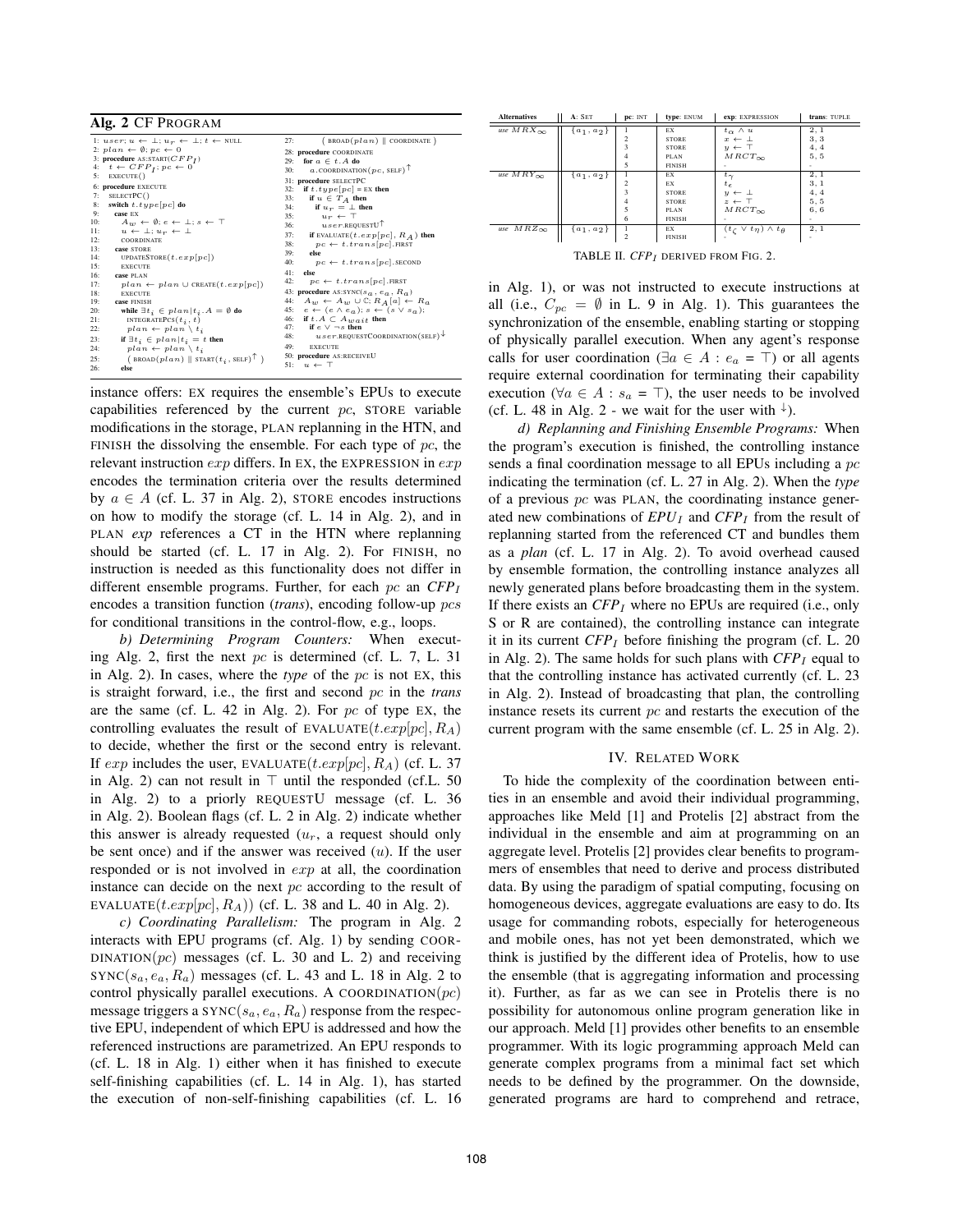**Alg. 2** CF PROGRAM

```
1: user; u ← ⊥; u_r ← ⊥; t ← NULL
2: plan ← ∅; pc ← 0
3: procedure AS:START(CFP_I)
4:   t ← CFP_I; pc ← 0
5:   EXECUTE()
6: procedure EXECUTE
7:   SELECTPC()
8:   switch t.type[pc] do
9:     case EX
10:      A_w ← ∅; e ← ⊥; s ← ⊤
11:      u ← ⊥; u_r ← ⊥
12:      COORDINATE
13:    case STORE
14:      UPDATESTORE(t.exp[pc])
15:      EXECUTE
16:    case PLAN
17:      plan ← plan ∪ CREATE(t.exp[pc])
18:      EXECUTE
19:    case FINISH
20:      while ∃t_i ∈ plan|t_i.A = ∅ do
21:        INTEGRATEPCS(t_i, t)
22:        plan ← plan \ t_i
23:      if ∃t_i ∈ plan|t_i = t then
24:        plan ← plan \ t_i
25:        ( BROAD(plan) ∥ START(t_i, SELF)↑ )
26:      else
27:        ( BROAD(plan) ∥ COORDINATE )
28: procedure COORDINATE
29:   for a ∈ t.A do
30:     a.COORDINATION(pc, SELF)↑
31: procedure SELECTPC
32:   if t.type[pc] = EX then
33:     if u ∈ T_A then
34:       if u_r = ⊥ then
35:         u_r ← ⊤
36:         user.REQUESTU↑
37:     if EVALUATE(t.exp[pc], R_A) then
38:       pc ← t.trans[pc].FIRST
39:     else
40:       pc ← t.trans[pc].SECOND
41:   else
42:     pc ← t.trans[pc].FIRST
43: procedure AS:SYNC(s_a, e_a, R_a)
44:   A_w ← A_w ∪ C; R_A[a] ← R_a
45:   e ← (e ∧ e_a); s ← (s ∨ s_a);
46:   if t.A ⊂ A_wait then
47:     if e ∨ ¬s then
48:       user.REQUESTCOORDINATION(SELF)↓
49:     EXECUTE
50: procedure AS:RECEIVEU
51:   u ← ⊤
```

instance offers: EX requires the ensemble's EPUs to execute capabilities referenced by the current $pc$, STORE variable modifications in the storage, PLAN replanning in the HTN, and FINISH the dissolving the ensemble. For each type of $pc$, the relevant instruction $exp$ differs. In EX, the EXPRESSION in $exp$ encodes the termination criteria over the results determined by $a \in A$ (cf. L. 37 in Alg. 2), STORE encodes instructions on how to modify the storage (cf. L. 14 in Alg. 2), and in PLAN *exp* references a CT in the HTN where replanning should be started (cf. L. 17 in Alg. 2). For FINISH, no instruction is needed as this functionality does not differ in different ensemble programs. Further, for each $pc$ an *CFP$_I$* encodes a transition function (*trans*), encoding follow-up $pcs$ for conditional transitions in the control-flow, e.g., loops.

*b) Determining Program Counters:* When executing Alg. 2, first the next $pc$ is determined (cf. L. 7, L. 31 in Alg. 2). In cases, where the *type* of the $pc$ is not EX, this is straight forward, i.e., the first and second $pc$ in the *trans* are the same (cf. L. 42 in Alg. 2). For $pc$ of type EX, the controlling evaluates the result of EVALUATE$(t.exp[pc], R_A)$ to decide, whether the first or the second entry is relevant. If $exp$ includes the user, EVALUATE$(t.exp[pc], R_A)$ (cf. L. 37 in Alg. 2) can not result in $\top$ until the responded (cf.L. 50 in Alg. 2) to a priorly REQUESTU message (cf. L. 36 in Alg. 2). Boolean flags (cf. L. 2 in Alg. 2) indicate whether this answer is already requested ($u_r$, a request should only be sent once) and if the answer was received ($u$). If the user responded or is not involved in $exp$ at all, the coordination instance can decide on the next $pc$ according to the result of EVALUATE$(t.exp[pc], R_A)$) (cf. L. 38 and L. 40 in Alg. 2).

*c) Coordinating Parallelism:* The program in Alg. 2 interacts with EPU programs (cf. Alg. 1) by sending COORDINATION$(pc)$ messages (cf. L. 30 and L. 2) and receiving SYNC$(s_a, e_a, R_a)$ messages (cf. L. 43 and L. 18 in Alg. 2 to control physically parallel executions. A COORDINATION$(pc)$ message triggers a SYNC$(s_a, e_a, R_a)$ response from the respective EPU, independent of which EPU is addressed and how the referenced instructions are parametrized. An EPU responds to (cf. L. 18 in Alg. 1) either when it has finished to execute self-finishing capabilities (cf. L. 14 in Alg. 1), has started the execution of non-self-finishing capabilities (cf. L. 16 in Alg. 1), or was not instructed to execute instructions at all (i.e., $C_{pc} = \emptyset$ in L. 9 in Alg. 1). This guarantees the synchronization of the ensemble, enabling starting or stopping of physically parallel execution. When any agent's response calls for user coordination ($\exists a \in A : e_a = \top$) or all agents require external coordination for terminating their capability execution ($\forall a \in A : s_a = \top$), the user needs to be involved (cf. L. 48 in Alg. 2 - we wait for the user with $\downarrow$).

| Alternatives | A: SET | pc: INT | type: ENUM | exp: EXPRESSION | trans: TUPLE |
|---|---|---|---|---|---|
| *use* $MRX_\infty$ | $\{a_1, a_2\}$ | 1 | EX | $t_\alpha \wedge u$ | 2, 1 |
| | | 2 | STORE | $x \leftarrow \perp$ | 3, 3 |
| | | 3 | STORE | $y \leftarrow \top$ | 4, 4 |
| | | 4 | PLAN | $MRCT_\infty$ | 5, 5 |
| | | 5 | FINISH | - | - |
| *use* $MRY_\infty$ | $\{a_1, a_2\}$ | 1 | EX | $t_\gamma$ | 2, 1 |
| | | 2 | EX | $t_\epsilon$ | 3, 1 |
| | | 3 | STORE | $y \leftarrow \perp$ | 4, 4 |
| | | 4 | STORE | $z \leftarrow \top$ | 5, 5 |
| | | 5 | PLAN | $MRCT_\infty$ | 6, 6 |
| | | 6 | FINISH | - | - |
| *use* $MRZ_\infty$ | $\{a_1, a_2\}$ | 1 | EX | $(t_\zeta \vee t_\eta) \wedge t_\theta$ | 2, 1 |
| | | 2 | FINISH | - | - |

TABLE II. *CFP$_I$* DERIVED FROM FIG. 2.

*d) Replanning and Finishing Ensemble Programs:* When the program's execution is finished, the controlling instance sends a final coordination message to all EPUs including a $pc$ indicating the termination (cf. L. 27 in Alg. 2). When the *type* of a previous $pc$ was PLAN, the coordinating instance generated new combinations of *EPU$_I$* and *CFP$_I$* from the result of replanning started from the referenced CT and bundles them as a *plan* (cf. L. 17 in Alg. 2). To avoid overhead caused by ensemble formation, the controlling instance analyzes all newly generated plans before broadcasting them in the system. If there exists an *CFP$_I$* where no EPUs are required (i.e., only S or R are contained), the controlling instance can integrate it in its current *CFP$_I$* before finishing the program (cf. L. 20 in Alg. 2). The same holds for such plans with *CFP$_I$* equal to that the controlling instance has activated currently (cf. L. 23 in Alg. 2). Instead of broadcasting that plan, the controlling instance resets its current $pc$ and restarts the execution of the current program with the same ensemble (cf. L. 25 in Alg. 2).

## IV. RELATED WORK

To hide the complexity of the coordination between entities in an ensemble and avoid their individual programming, approaches like Meld [1] and Protelis [2] abstract from the individual in the ensemble and aim at programming on an aggregate level. Protelis [2] provides clear benefits to programmers of ensembles that need to derive and process distributed data. By using the paradigm of spatial computing, focusing on homogeneous devices, aggregate evaluations are easy to do. Its usage for commanding robots, especially for heterogeneous and mobile ones, has not yet been demonstrated, which we think is justified by the different idea of Protelis, how to use the ensemble (that is aggregating information and processing it). Further, as far as we can see in Protelis there is no possibility for autonomous online program generation like in our approach. Meld [1] provides other benefits to an ensemble programmer. With its logic programming approach Meld can generate complex programs from a minimal fact set which needs to be defined by the programmer. On the downside, generated programs are hard to comprehend and retrace,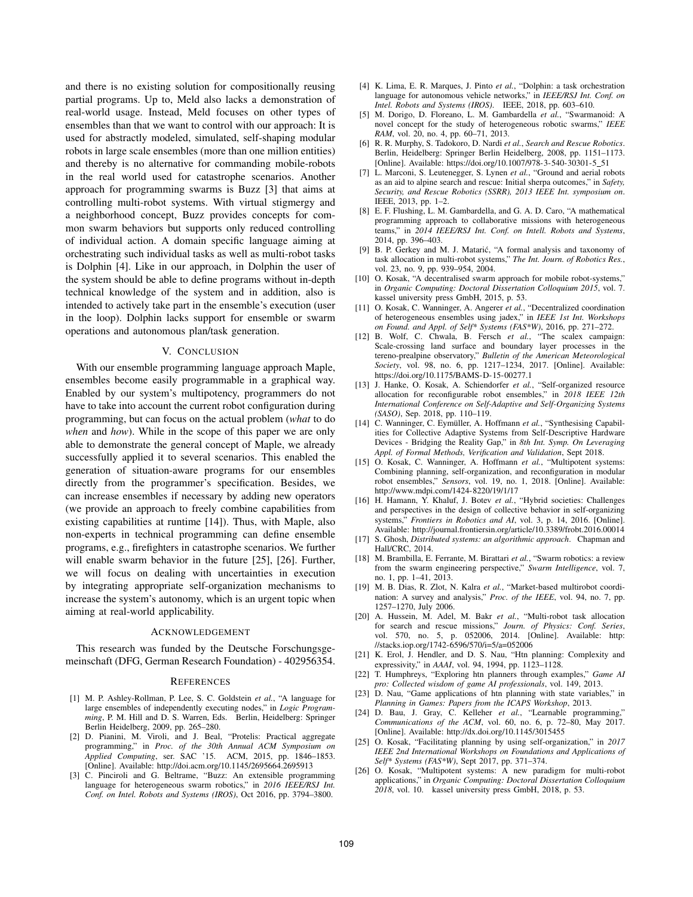and there is no existing solution for compositionally reusing partial programs. Up to, Meld also lacks a demonstration of real-world usage. Instead, Meld focuses on other types of ensembles than that we want to control with our approach: It is used for abstractly modeled, simulated, self-shaping modular robots in large scale ensembles (more than one million entities) and thereby is no alternative for commanding mobile-robots in the real world used for catastrophe scenarios. Another approach for programming swarms is Buzz [3] that aims at controlling multi-robot systems. With virtual stigmergy and a neighborhood concept, Buzz provides concepts for common swarm behaviors but supports only reduced controlling of individual action. A domain specific language aiming at orchestrating such individual tasks as well as multi-robot tasks is Dolphin [4]. Like in our approach, in Dolphin the user of the system should be able to define programs without in-depth technical knowledge of the system and in addition, also is intended to actively take part in the ensemble's execution (user in the loop). Dolphin lacks support for ensemble or swarm operations and autonomous plan/task generation.

## V. Conclusion

With our ensemble programming language approach Maple, ensembles become easily programmable in a graphical way. Enabled by our system's multipotency, programmers do not have to take into account the current robot configuration during programming, but can focus on the actual problem (*what* to do *when* and *how*). While in the scope of this paper we are only able to demonstrate the general concept of Maple, we already successfully applied it to several scenarios. This enabled the generation of situation-aware programs for our ensembles directly from the programmer's specification. Besides, we can increase ensembles if necessary by adding new operators (we provide an approach to freely combine capabilities from existing capabilities at runtime [14]). Thus, with Maple, also non-experts in technical programming can define ensemble programs, e.g., firefighters in catastrophe scenarios. We further will enable swarm behavior in the future [25], [26]. Further, we will focus on dealing with uncertainties in execution by integrating appropriate self-organization mechanisms to increase the system's autonomy, which is an urgent topic when aiming at real-world applicability.

## Acknowledgement

This research was funded by the Deutsche Forschungsgemeinschaft (DFG, German Research Foundation) - 402956354.

## References

[1] M. P. Ashley-Rollman, P. Lee, S. C. Goldstein *et al.*, "A language for large ensembles of independently executing nodes," in *Logic Programming*, P. M. Hill and D. S. Warren, Eds. Berlin, Heidelberg: Springer Berlin Heidelberg, 2009, pp. 265–280.

[2] D. Pianini, M. Viroli, and J. Beal, "Protelis: Practical aggregate programming," in *Proc. of the 30th Annual ACM Symposium on Applied Computing*, ser. SAC '15. ACM, 2015, pp. 1846–1853. [Online]. Available: http://doi.acm.org/10.1145/2695664.2695913

[3] C. Pinciroli and G. Beltrame, "Buzz: An extensible programming language for heterogeneous swarm robotics," in *2016 IEEE/RSJ Int. Conf. on Intel. Robots and Systems (IROS)*, Oct 2016, pp. 3794–3800.

[4] K. Lima, E. R. Marques, J. Pinto *et al.*, "Dolphin: a task orchestration language for autonomous vehicle networks," in *IEEE/RSJ Int. Conf. on Intel. Robots and Systems (IROS)*. IEEE, 2018, pp. 603–610.

[5] M. Dorigo, D. Floreano, L. M. Gambardella *et al.*, "Swarmanoid: A novel concept for the study of heterogeneous robotic swarms," *IEEE RAM*, vol. 20, no. 4, pp. 60–71, 2013.

[6] R. R. Murphy, S. Tadokoro, D. Nardi *et al.*, *Search and Rescue Robotics*. Berlin, Heidelberg: Springer Berlin Heidelberg, 2008, pp. 1151–1173. [Online]. Available: https://doi.org/10.1007/978-3-540-30301-5_51

[7] L. Marconi, S. Leutenegger, S. Lynen *et al.*, "Ground and aerial robots as an aid to alpine search and rescue: Initial sherpa outcomes," in *Safety, Security, and Rescue Robotics (SSRR), 2013 IEEE Int. symposium on*. IEEE, 2013, pp. 1–2.

[8] E. F. Flushing, L. M. Gambardella, and G. A. D. Caro, "A mathematical programming approach to collaborative missions with heterogeneous teams," in *2014 IEEE/RSJ Int. Conf. on Intell. Robots and Systems*, 2014, pp. 396–403.

[9] B. P. Gerkey and M. J. Matarić, "A formal analysis and taxonomy of task allocation in multi-robot systems," *The Int. Journ. of Robotics Res.*, vol. 23, no. 9, pp. 939–954, 2004.

[10] O. Kosak, "A decentralised swarm approach for mobile robot-systems," in *Organic Computing: Doctoral Dissertation Colloquium 2015*, vol. 7. kassel university press GmbH, 2015, p. 53.

[11] O. Kosak, C. Wanninger, A. Angerer *et al.*, "Decentralized coordination of heterogeneous ensembles using jadex," in *IEEE 1st Int. Workshops on Found. and Appl. of Self\* Systems (FAS\*W)*, 2016, pp. 271–272.

[12] B. Wolf, C. Chwala, B. Fersch *et al.*, "The scalex campaign: Scale-crossing land surface and boundary layer processes in the tereno-prealpine observatory," *Bulletin of the American Meteorological Society*, vol. 98, no. 6, pp. 1217–1234, 2017. [Online]. Available: https://doi.org/10.1175/BAMS-D-15-00277.1

[13] J. Hanke, O. Kosak, A. Schiendorfer *et al.*, "Self-organized resource allocation for reconfigurable robot ensembles," in *2018 IEEE 12th International Conference on Self-Adaptive and Self-Organizing Systems (SASO)*, Sep. 2018, pp. 110–119.

[14] C. Wanninger, C. Eymüller, A. Hoffmann *et al.*, "Synthesising Capabilities for Collective Adaptive Systems from Self-Descriptive Hardware Devices - Bridging the Reality Gap," in *8th Int. Symp. On Leveraging Appl. of Formal Methods, Verification and Validation*, Sept 2018.

[15] O. Kosak, C. Wanninger, A. Hoffmann *et al.*, "Multipotent systems: Combining planning, self-organization, and reconfiguration in modular robot ensembles," *Sensors*, vol. 19, no. 1, 2018. [Online]. Available: http://www.mdpi.com/1424-8220/19/1/17

[16] H. Hamann, Y. Khaluf, J. Botev *et al.*, "Hybrid societies: Challenges and perspectives in the design of collective behavior in self-organizing systems," *Frontiers in Robotics and AI*, vol. 3, p. 14, 2016. [Online]. Available: http://journal.frontiersin.org/article/10.3389/frobt.2016.00014

[17] S. Ghosh, *Distributed systems: an algorithmic approach*. Chapman and Hall/CRC, 2014.

[18] M. Brambilla, E. Ferrante, M. Birattari *et al.*, "Swarm robotics: a review from the swarm engineering perspective," *Swarm Intelligence*, vol. 7, no. 1, pp. 1–41, 2013.

[19] M. B. Dias, R. Zlot, N. Kalra *et al.*, "Market-based multirobot coordination: A survey and analysis," *Proc. of the IEEE*, vol. 94, no. 7, pp. 1257–1270, July 2006.

[20] A. Hussein, M. Adel, M. Bakr *et al.*, "Multi-robot task allocation for search and rescue missions," *Journ. of Physics: Conf. Series*, vol. 570, no. 5, p. 052006, 2014. [Online]. Available: http://stacks.iop.org/1742-6596/570/i=5/a=052006

[21] K. Erol, J. Hendler, and D. S. Nau, "Htn planning: Complexity and expressivity," in *AAAI*, vol. 94, 1994, pp. 1123–1128.

[22] T. Humphreys, "Exploring htn planners through examples," *Game AI pro: Collected wisdom of game AI professionals*, vol. 149, 2013.

[23] D. Nau, "Game applications of htn planning with state variables," in *Planning in Games: Papers from the ICAPS Workshop*, 2013.

[24] D. Bau, J. Gray, C. Kelleher *et al.*, "Learnable programming," *Communications of the ACM*, vol. 60, no. 6, p. 72–80, May 2017. [Online]. Available: http://dx.doi.org/10.1145/3015455

[25] O. Kosak, "Facilitating planning by using self-organization," in *2017 IEEE 2nd International Workshops on Foundations and Applications of Self\* Systems (FAS\*W)*, Sept 2017, pp. 371–374.

[26] O. Kosak, "Multipotent systems: A new paradigm for multi-robot applications," in *Organic Computing: Doctoral Dissertation Colloquium 2018*, vol. 10. kassel university press GmbH, 2018, p. 53.